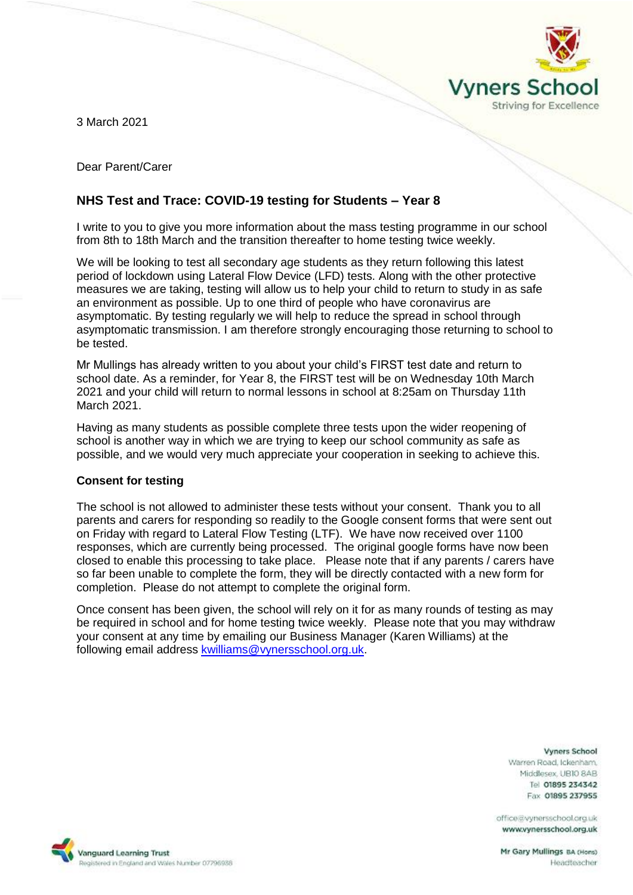**Vyners School**
Striving for Excellence

3 March 2021

Dear Parent/Carer

## NHS Test and Trace: COVID-19 testing for Students – Year 8

I write to you to give you more information about the mass testing programme in our school from 8th to 18th March and the transition thereafter to home testing twice weekly.

We will be looking to test all secondary age students as they return following this latest period of lockdown using Lateral Flow Device (LFD) tests. Along with the other protective measures we are taking, testing will allow us to help your child to return to study in as safe an environment as possible. Up to one third of people who have coronavirus are asymptomatic. By testing regularly we will help to reduce the spread in school through asymptomatic transmission. I am therefore strongly encouraging those returning to school to be tested.

Mr Mullings has already written to you about your child's FIRST test date and return to school date. As a reminder, for Year 8, the FIRST test will be on Wednesday 10th March 2021 and your child will return to normal lessons in school at 8:25am on Thursday 11th March 2021.

Having as many students as possible complete three tests upon the wider reopening of school is another way in which we are trying to keep our school community as safe as possible, and we would very much appreciate your cooperation in seeking to achieve this.

### Consent for testing

The school is not allowed to administer these tests without your consent. Thank you to all parents and carers for responding so readily to the Google consent forms that were sent out on Friday with regard to Lateral Flow Testing (LTF). We have now received over 1100 responses, which are currently being processed. The original google forms have now been closed to enable this processing to take place. Please note that if any parents / carers have so far been unable to complete the form, they will be directly contacted with a new form for completion. Please do not attempt to complete the original form.

Once consent has been given, the school will rely on it for as many rounds of testing as may be required in school and for home testing twice weekly. Please note that you may withdraw your consent at any time by emailing our Business Manager (Karen Williams) at the following email address kwilliams@vynersschool.org.uk.

Vyners School
Warren Road, Ickenham,
Middlesex, UB10 8AB
Tel 01895 234342
Fax 01895 237955

office@vynersschool.org.uk
www.vynersschool.org.uk

Mr Gary Mullings BA (Hons)
Headteacher

Vanguard Learning Trust
Registered in England and Wales Number 07796938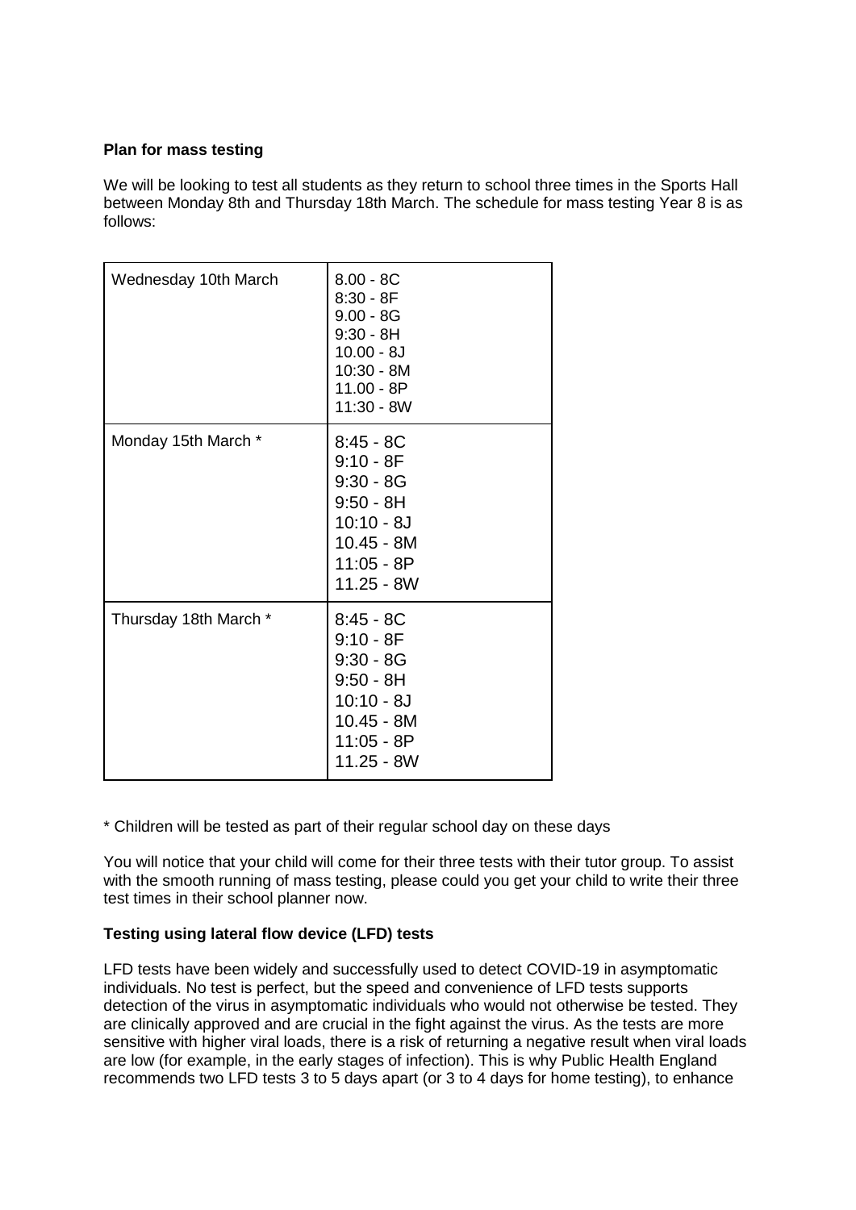**Plan for mass testing**

We will be looking to test all students as they return to school three times in the Sports Hall between Monday 8th and Thursday 18th March. The schedule for mass testing Year 8 is as follows:

| | |
|---|---|
| Wednesday 10th March | 8.00 - 8C<br>8:30 - 8F<br>9.00 - 8G<br>9:30 - 8H<br>10.00 - 8J<br>10:30 - 8M<br>11.00 - 8P<br>11:30 - 8W |
| Monday 15th March * | 8:45 - 8C<br>9:10 - 8F<br>9:30 - 8G<br>9:50 - 8H<br>10:10 - 8J<br>10.45 - 8M<br>11:05 - 8P<br>11.25 - 8W |
| Thursday 18th March * | 8:45 - 8C<br>9:10 - 8F<br>9:30 - 8G<br>9:50 - 8H<br>10:10 - 8J<br>10.45 - 8M<br>11:05 - 8P<br>11.25 - 8W |

* Children will be tested as part of their regular school day on these days

You will notice that your child will come for their three tests with their tutor group. To assist with the smooth running of mass testing, please could you get your child to write their three test times in their school planner now.

**Testing using lateral flow device (LFD) tests**

LFD tests have been widely and successfully used to detect COVID-19 in asymptomatic individuals. No test is perfect, but the speed and convenience of LFD tests supports detection of the virus in asymptomatic individuals who would not otherwise be tested. They are clinically approved and are crucial in the fight against the virus. As the tests are more sensitive with higher viral loads, there is a risk of returning a negative result when viral loads are low (for example, in the early stages of infection). This is why Public Health England recommends two LFD tests 3 to 5 days apart (or 3 to 4 days for home testing), to enhance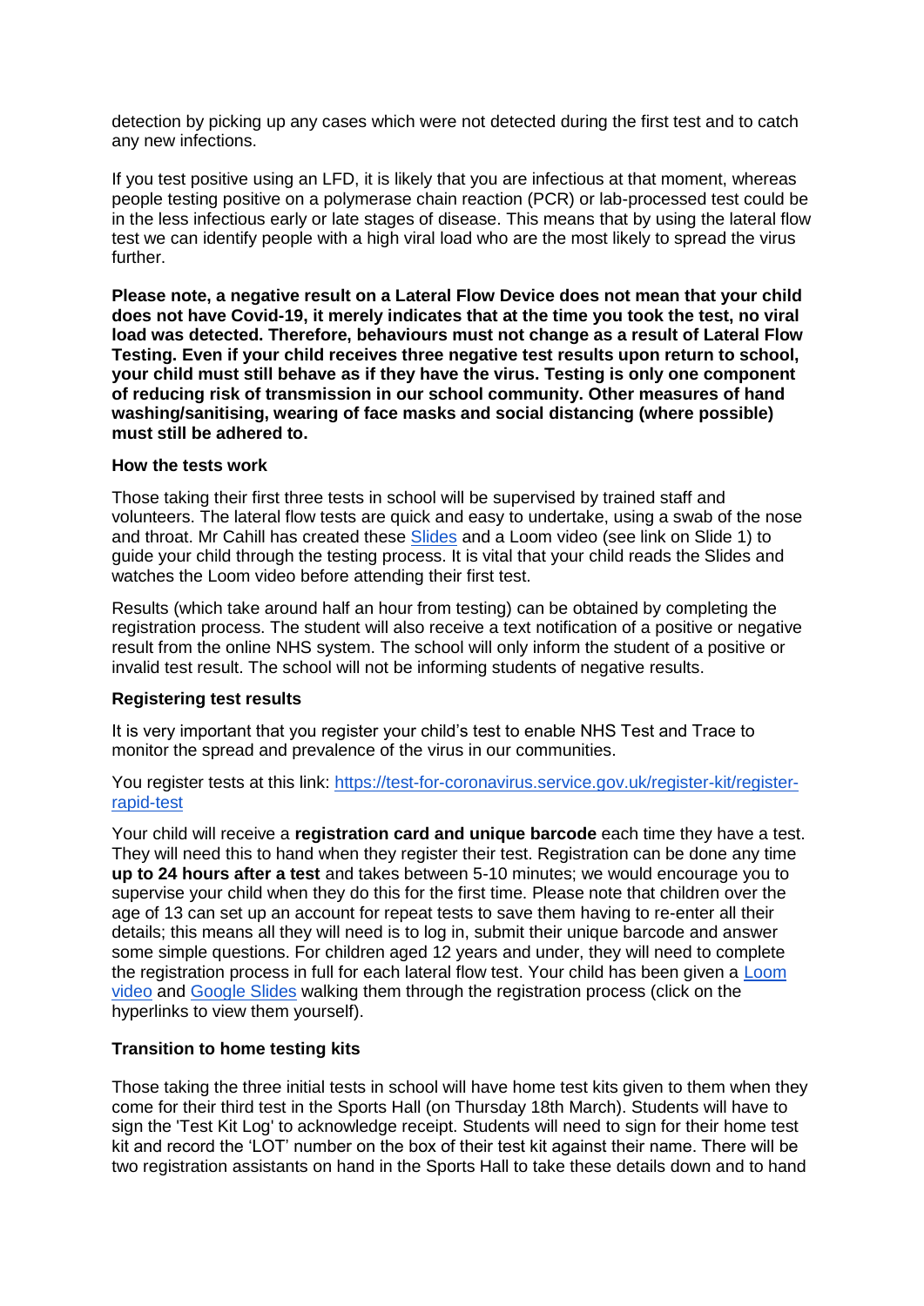detection by picking up any cases which were not detected during the first test and to catch any new infections.

If you test positive using an LFD, it is likely that you are infectious at that moment, whereas people testing positive on a polymerase chain reaction (PCR) or lab-processed test could be in the less infectious early or late stages of disease. This means that by using the lateral flow test we can identify people with a high viral load who are the most likely to spread the virus further.

**Please note, a negative result on a Lateral Flow Device does not mean that your child does not have Covid-19, it merely indicates that at the time you took the test, no viral load was detected. Therefore, behaviours must not change as a result of Lateral Flow Testing. Even if your child receives three negative test results upon return to school, your child must still behave as if they have the virus. Testing is only one component of reducing risk of transmission in our school community. Other measures of hand washing/sanitising, wearing of face masks and social distancing (where possible) must still be adhered to.**

**How the tests work**

Those taking their first three tests in school will be supervised by trained staff and volunteers. The lateral flow tests are quick and easy to undertake, using a swab of the nose and throat. Mr Cahill has created these Slides and a Loom video (see link on Slide 1) to guide your child through the testing process. It is vital that your child reads the Slides and watches the Loom video before attending their first test.

Results (which take around half an hour from testing) can be obtained by completing the registration process. The student will also receive a text notification of a positive or negative result from the online NHS system. The school will only inform the student of a positive or invalid test result. The school will not be informing students of negative results.

**Registering test results**

It is very important that you register your child's test to enable NHS Test and Trace to monitor the spread and prevalence of the virus in our communities.

You register tests at this link: https://test-for-coronavirus.service.gov.uk/register-kit/register-rapid-test

Your child will receive a **registration card and unique barcode** each time they have a test. They will need this to hand when they register their test. Registration can be done any time **up to 24 hours after a test** and takes between 5-10 minutes; we would encourage you to supervise your child when they do this for the first time. Please note that children over the age of 13 can set up an account for repeat tests to save them having to re-enter all their details; this means all they will need is to log in, submit their unique barcode and answer some simple questions. For children aged 12 years and under, they will need to complete the registration process in full for each lateral flow test. Your child has been given a Loom video and Google Slides walking them through the registration process (click on the hyperlinks to view them yourself).

**Transition to home testing kits**

Those taking the three initial tests in school will have home test kits given to them when they come for their third test in the Sports Hall (on Thursday 18th March). Students will have to sign the 'Test Kit Log' to acknowledge receipt. Students will need to sign for their home test kit and record the 'LOT' number on the box of their test kit against their name. There will be two registration assistants on hand in the Sports Hall to take these details down and to hand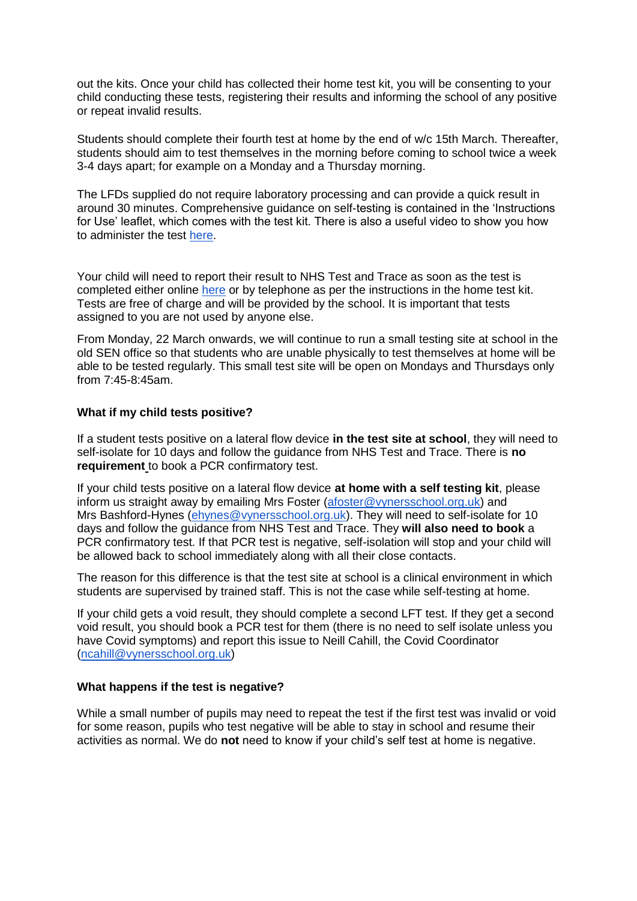out the kits. Once your child has collected their home test kit, you will be consenting to your child conducting these tests, registering their results and informing the school of any positive or repeat invalid results.

Students should complete their fourth test at home by the end of w/c 15th March. Thereafter, students should aim to test themselves in the morning before coming to school twice a week 3-4 days apart; for example on a Monday and a Thursday morning.

The LFDs supplied do not require laboratory processing and can provide a quick result in around 30 minutes. Comprehensive guidance on self-testing is contained in the 'Instructions for Use' leaflet, which comes with the test kit. There is also a useful video to show you how to administer the test [here](#).

Your child will need to report their result to NHS Test and Trace as soon as the test is completed either online [here](#) or by telephone as per the instructions in the home test kit. Tests are free of charge and will be provided by the school. It is important that tests assigned to you are not used by anyone else.

From Monday, 22 March onwards, we will continue to run a small testing site at school in the old SEN office so that students who are unable physically to test themselves at home will be able to be tested regularly. This small test site will be open on Mondays and Thursdays only from 7:45-8:45am.

**What if my child tests positive?**

If a student tests positive on a lateral flow device **in the test site at school**, they will need to self-isolate for 10 days and follow the guidance from NHS Test and Trace. There is **no requirement** to book a PCR confirmatory test.

If your child tests positive on a lateral flow device **at home with a self testing kit**, please inform us straight away by emailing Mrs Foster (afoster@vynersschool.org.uk) and Mrs Bashford-Hynes (ehynes@vynersschool.org.uk). They will need to self-isolate for 10 days and follow the guidance from NHS Test and Trace. They **will also need to book** a PCR confirmatory test. If that PCR test is negative, self-isolation will stop and your child will be allowed back to school immediately along with all their close contacts.

The reason for this difference is that the test site at school is a clinical environment in which students are supervised by trained staff. This is not the case while self-testing at home.

If your child gets a void result, they should complete a second LFT test. If they get a second void result, you should book a PCR test for them (there is no need to self isolate unless you have Covid symptoms) and report this issue to Neill Cahill, the Covid Coordinator (ncahill@vynersschool.org.uk)

**What happens if the test is negative?**

While a small number of pupils may need to repeat the test if the first test was invalid or void for some reason, pupils who test negative will be able to stay in school and resume their activities as normal. We do **not** need to know if your child's self test at home is negative.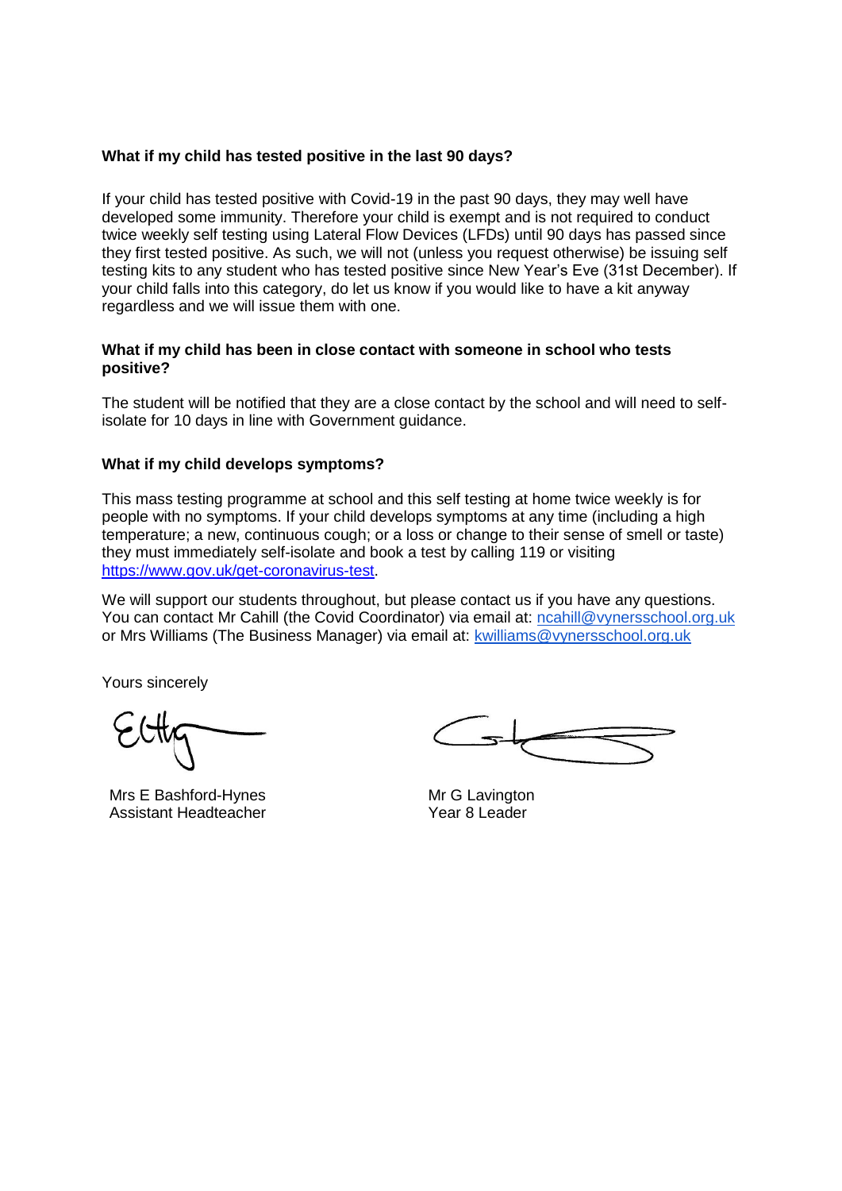**What if my child has tested positive in the last 90 days?**

If your child has tested positive with Covid-19 in the past 90 days, they may well have developed some immunity. Therefore your child is exempt and is not required to conduct twice weekly self testing using Lateral Flow Devices (LFDs) until 90 days has passed since they first tested positive. As such, we will not (unless you request otherwise) be issuing self testing kits to any student who has tested positive since New Year's Eve (31st December). If your child falls into this category, do let us know if you would like to have a kit anyway regardless and we will issue them with one.

**What if my child has been in close contact with someone in school who tests positive?**

The student will be notified that they are a close contact by the school and will need to self-isolate for 10 days in line with Government guidance.

**What if my child develops symptoms?**

This mass testing programme at school and this self testing at home twice weekly is for people with no symptoms. If your child develops symptoms at any time (including a high temperature; a new, continuous cough; or a loss or change to their sense of smell or taste) they must immediately self-isolate and book a test by calling 119 or visiting https://www.gov.uk/get-coronavirus-test.

We will support our students throughout, but please contact us if you have any questions. You can contact Mr Cahill (the Covid Coordinator) via email at: ncahill@vynersschool.org.uk or Mrs Williams (The Business Manager) via email at: kwilliams@vynersschool.org.uk

Yours sincerely

Mrs E Bashford-Hynes
Assistant Headteacher

Mr G Lavington
Year 8 Leader